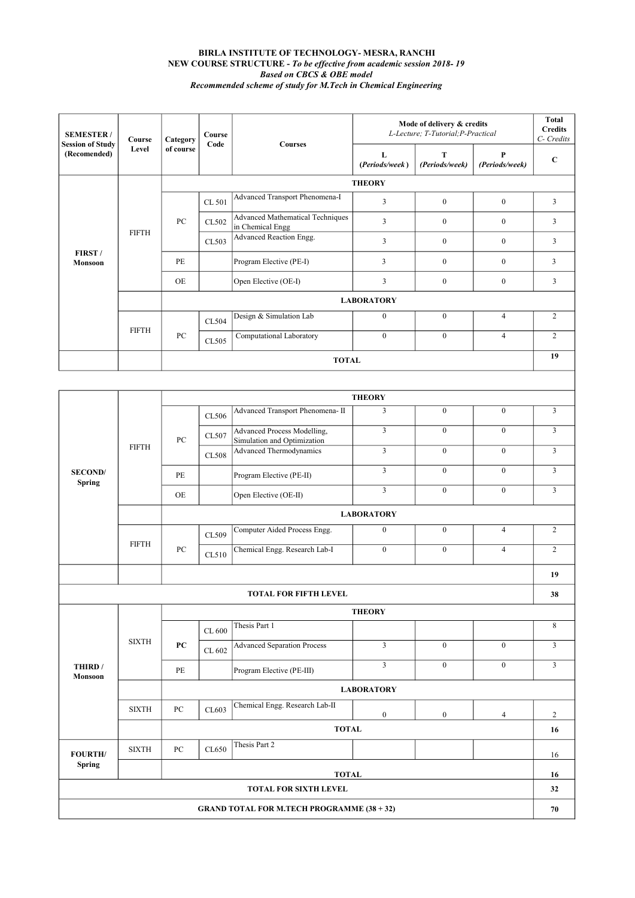**BIRLA INSTITUTE OF TECHNOLOGY- MESRA, RANCHI**

**NEW COURSE STRUCTURE -** ***To be effective from academic session 2018- 19***

***Based on CBCS & OBE model***

***Recommended scheme of study for M.Tech in Chemical Engineering***

| SEMESTER / Session of Study (Recomended) | Course Level | Category of course | Course Code | Courses | Mode of delivery & credits *L-Lecture; T-Tutorial;P-Practical* | | | Total Credits *C- Credits* |
|---|---|---|---|---|---|---|---|---|
| | | | | | L *(Periods/week)* | T *(Periods/week)* | P *(Periods/week)* | C |
| FIRST / Monsoon | | **THEORY** | | | | | | |
| | FIFTH | PC | CL 501 | Advanced Transport Phenomena-I | 3 | 0 | 0 | 3 |
| | | | CL502 | Advanced Mathematical Techniques in Chemical Engg | 3 | 0 | 0 | 3 |
| | | | CL503 | Advanced Reaction Engg. | 3 | 0 | 0 | 3 |
| | | PE | | Program Elective (PE-I) | 3 | 0 | 0 | 3 |
| | | OE | | Open Elective (OE-I) | 3 | 0 | 0 | 3 |
| | | **LABORATORY** | | | | | | |
| | FIFTH | PC | CL504 | Design & Simulation Lab | 0 | 0 | 4 | 2 |
| | | | CL505 | Computational Laboratory | 0 | 0 | 4 | 2 |
| | | **TOTAL** | | | | | | **19** |
| SECOND/ Spring | | **THEORY** | | | | | | |
| | FIFTH | PC | CL506 | Advanced Transport Phenomena- II | 3 | 0 | 0 | 3 |
| | | | CL507 | Advanced Process Modelling, Simulation and Optimization | 3 | 0 | 0 | 3 |
| | | | CL508 | Advanced Thermodynamics | 3 | 0 | 0 | 3 |
| | | PE | | Program Elective (PE-II) | 3 | 0 | 0 | 3 |
| | | OE | | Open Elective (OE-II) | 3 | 0 | 0 | 3 |
| | | **LABORATORY** | | | | | | |
| | FIFTH | PC | CL509 | Computer Aided Process Engg. | 0 | 0 | 4 | 2 |
| | | | CL510 | Chemical Engg. Research Lab-I | 0 | 0 | 4 | 2 |
| | | | | | | | | **19** |
| **TOTAL FOR FIFTH LEVEL** | | | | | | | | **38** |
| THIRD / Monsoon | | **THEORY** | | | | | | |
| | SIXTH | **PC** | CL 600 | Thesis Part 1 | | | | 8 |
| | | | CL 602 | Advanced Separation Process | 3 | 0 | 0 | 3 |
| | | PE | | Program Elective (PE-III) | 3 | 0 | 0 | 3 |
| | | **LABORATORY** | | | | | | |
| | SIXTH | PC | CL603 | Chemical Engg. Research Lab-II | 0 | 0 | 4 | 2 |
| | | **TOTAL** | | | | | | **16** |
| FOURTH/ Spring | SIXTH | PC | CL650 | Thesis Part 2 | | | | 16 |
| | | **TOTAL** | | | | | | **16** |
| **TOTAL FOR SIXTH LEVEL** | | | | | | | | **32** |
| **GRAND TOTAL FOR M.TECH PROGRAMME (38 + 32)** | | | | | | | | **70** |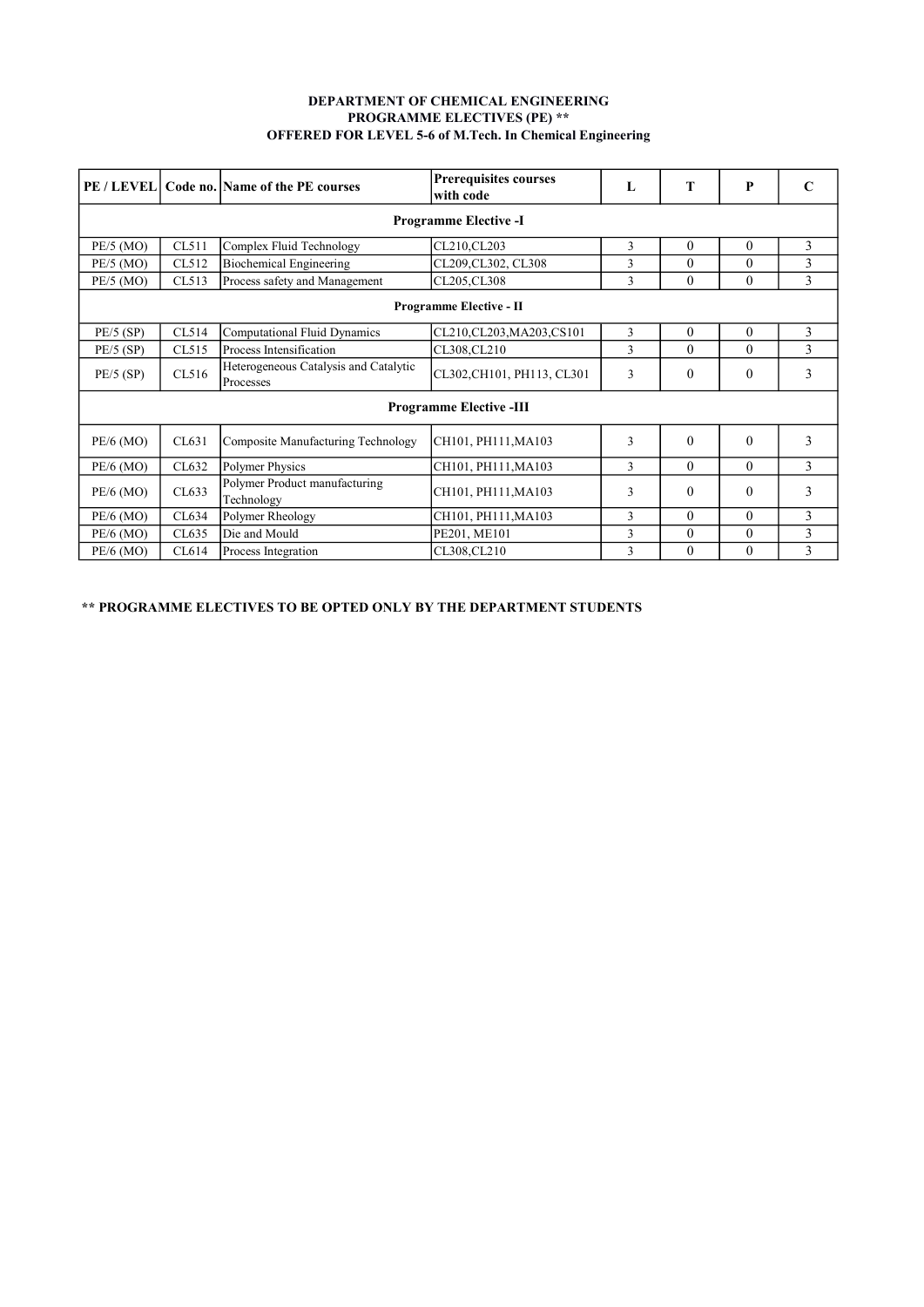**DEPARTMENT OF CHEMICAL ENGINEERING**
**PROGRAMME ELECTIVES (PE) \*\***
**OFFERED FOR LEVEL 5-6 of M.Tech. In Chemical Engineering**

| PE / LEVEL | Code no. | Name of the PE courses | Prerequisites courses with code | L | T | P | C |
|---|---|---|---|---|---|---|---|
| **Programme Elective -I** | | | | | | | |
| PE/5 (MO) | CL511 | Complex Fluid Technology | CL210,CL203 | 3 | 0 | 0 | 3 |
| PE/5 (MO) | CL512 | Biochemical Engineering | CL209,CL302, CL308 | 3 | 0 | 0 | 3 |
| PE/5 (MO) | CL513 | Process safety and Management | CL205,CL308 | 3 | 0 | 0 | 3 |
| **Programme Elective - II** | | | | | | | |
| PE/5 (SP) | CL514 | Computational Fluid Dynamics | CL210,CL203,MA203,CS101 | 3 | 0 | 0 | 3 |
| PE/5 (SP) | CL515 | Process Intensification | CL308,CL210 | 3 | 0 | 0 | 3 |
| PE/5 (SP) | CL516 | Heterogeneous Catalysis and Catalytic Processes | CL302,CH101, PH113, CL301 | 3 | 0 | 0 | 3 |
| **Programme Elective -III** | | | | | | | |
| PE/6 (MO) | CL631 | Composite Manufacturing Technology | CH101, PH111,MA103 | 3 | 0 | 0 | 3 |
| PE/6 (MO) | CL632 | Polymer Physics | CH101, PH111,MA103 | 3 | 0 | 0 | 3 |
| PE/6 (MO) | CL633 | Polymer Product manufacturing Technology | CH101, PH111,MA103 | 3 | 0 | 0 | 3 |
| PE/6 (MO) | CL634 | Polymer Rheology | CH101, PH111,MA103 | 3 | 0 | 0 | 3 |
| PE/6 (MO) | CL635 | Die and Mould | PE201, ME101 | 3 | 0 | 0 | 3 |
| PE/6 (MO) | CL614 | Process Integration | CL308,CL210 | 3 | 0 | 0 | 3 |

**\*\* PROGRAMME ELECTIVES TO BE OPTED ONLY BY THE DEPARTMENT STUDENTS**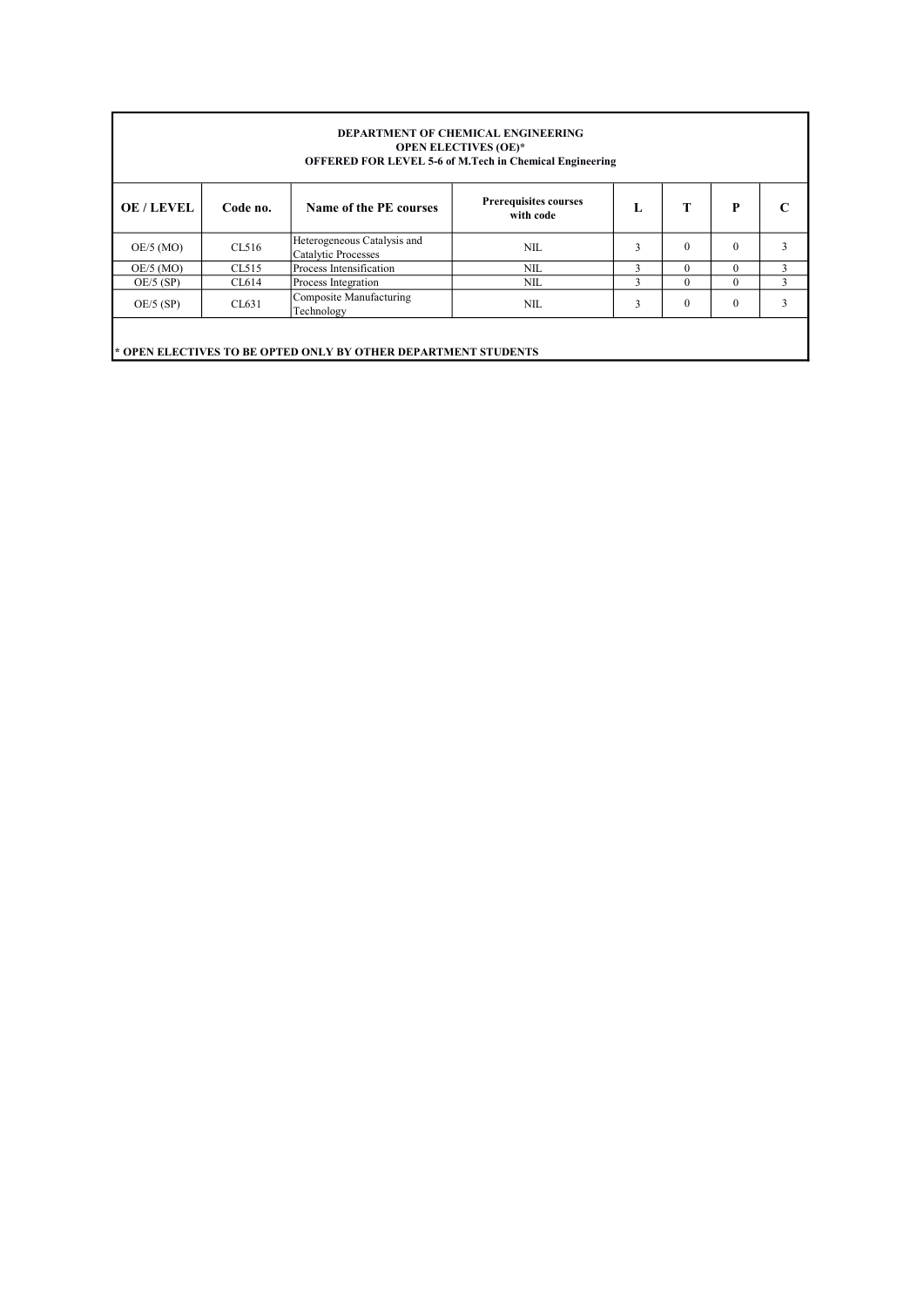**DEPARTMENT OF CHEMICAL ENGINEERING**
**OPEN ELECTIVES (OE)***
**OFFERED FOR LEVEL 5-6 of M.Tech in Chemical Engineering**

| OE / LEVEL | Code no. | Name of the PE courses | Prerequisites courses with code | L | T | P | C |
|---|---|---|---|---|---|---|---|
| OE/5 (MO) | CL516 | Heterogeneous Catalysis and Catalytic Processes | NIL | 3 | 0 | 0 | 3 |
| OE/5 (MO) | CL515 | Process Intensification | NIL | 3 | 0 | 0 | 3 |
| OE/5 (SP) | CL614 | Process Integration | NIL | 3 | 0 | 0 | 3 |
| OE/5 (SP) | CL631 | Composite Manufacturing Technology | NIL | 3 | 0 | 0 | 3 |

**\* OPEN ELECTIVES TO BE OPTED ONLY BY OTHER DEPARTMENT STUDENTS**